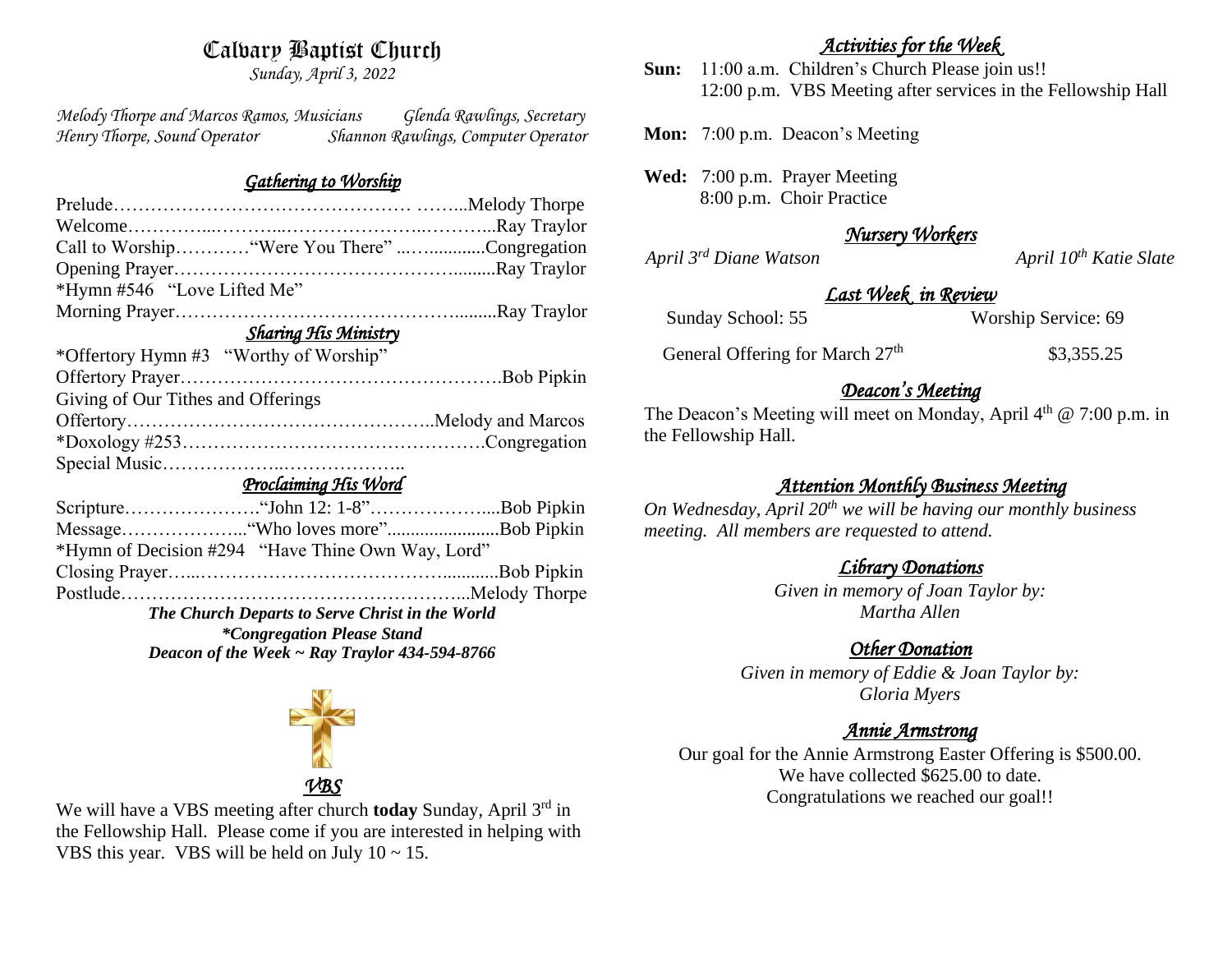# Calvary Baptist Church

*Sunday, April 3, 2022*

*Melody Thorpe and Marcos Ramos, Musicians* — *Glenda Rawlings, Secretary*
*Henry Thorpe, Sound Operator* — *Shannon Rawlings, Computer Operator*

## *Gathering to Worship*

Prelude……………………………………… ……...Melody Thorpe
Welcome…………...………...…………………...………...Ray Traylor
Call to Worship…………"Were You There" ...…............Congregation
Opening Prayer……………………………………….........Ray Traylor
*Hymn #546 "Love Lifted Me"
Morning Prayer……………………………………….........Ray Traylor

## *Sharing His Ministry*

*Offertory Hymn #3 "Worthy of Worship"
Offertory Prayer…………………………………………….Bob Pipkin
Giving of Our Tithes and Offerings
Offertory…………………………………………..Melody and Marcos
*Doxology #253………………………………………….Congregation
Special Music………………..………………..

## *Proclaiming His Word*

Scripture………………….“John 12: 1-8”………………....Bob Pipkin
Message………………..."Who loves more".......................Bob Pipkin
*Hymn of Decision #294 "Have Thine Own Way, Lord"
Closing Prayer…..………………………………….............Bob Pipkin
Postlude………………………………………………...Melody Thorpe

***The Church Departs to Serve Christ in the World***
***\*Congregation Please Stand***
***Deacon of the Week ~ Ray Traylor 434-594-8766***

## *VBS*

We will have a VBS meeting after church **today** Sunday, April 3rd in the Fellowship Hall. Please come if you are interested in helping with VBS this year. VBS will be held on July 10 ~ 15.

## *Activities for the Week*

**Sun:** 11:00 a.m. Children's Church Please join us!!
12:00 p.m. VBS Meeting after services in the Fellowship Hall

**Mon:** 7:00 p.m. Deacon's Meeting

**Wed:** 7:00 p.m. Prayer Meeting
8:00 p.m. Choir Practice

## *Nursery Workers*

*April 3rd Diane Watson* — *April 10th Katie Slate*

## *Last Week in Review*

Sunday School: 55 — Worship Service: 69

General Offering for March 27th — $3,355.25

## *Deacon's Meeting*

The Deacon's Meeting will meet on Monday, April 4th @ 7:00 p.m. in the Fellowship Hall.

## *Attention Monthly Business Meeting*

*On Wednesday, April 20th we will be having our monthly business meeting. All members are requested to attend.*

## *Library Donations*

*Given in memory of Joan Taylor by:*
*Martha Allen*

## *Other Donation*

*Given in memory of Eddie & Joan Taylor by:*
*Gloria Myers*

## *Annie Armstrong*

Our goal for the Annie Armstrong Easter Offering is $500.00.
We have collected $625.00 to date.
Congratulations we reached our goal!!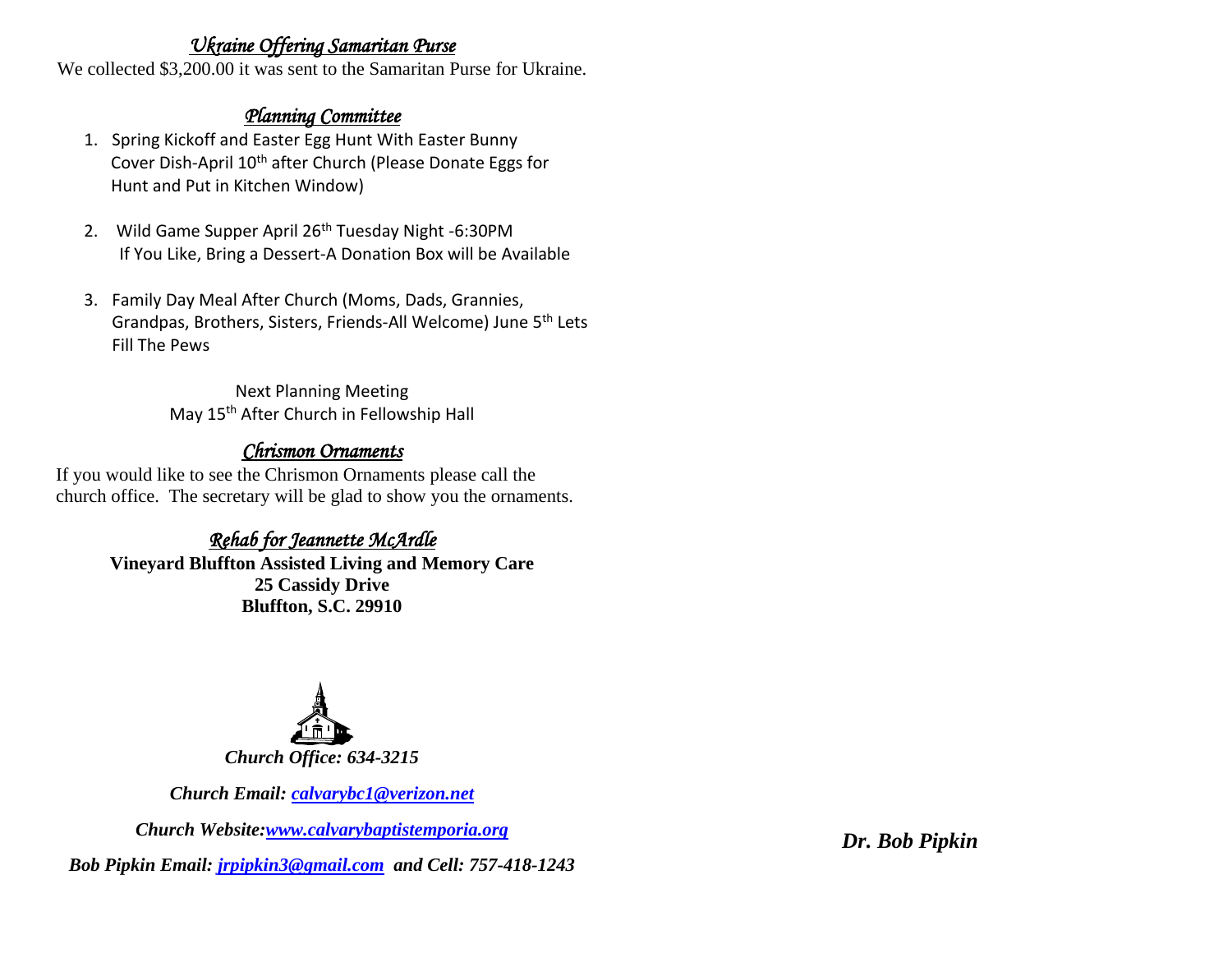## *Ukraine Offering Samaritan Purse*

We collected $3,200.00 it was sent to the Samaritan Purse for Ukraine.

## *Planning Committee*

1. Spring Kickoff and Easter Egg Hunt With Easter Bunny Cover Dish-April 10th after Church (Please Donate Eggs for Hunt and Put in Kitchen Window)

2. Wild Game Supper April 26th Tuesday Night -6:30PM If You Like, Bring a Dessert-A Donation Box will be Available

3. Family Day Meal After Church (Moms, Dads, Grannies, Grandpas, Brothers, Sisters, Friends-All Welcome) June 5th Lets Fill The Pews

Next Planning Meeting
May 15th After Church in Fellowship Hall

## *Chrismon Ornaments*

If you would like to see the Chrismon Ornaments please call the church office. The secretary will be glad to show you the ornaments.

## *Rehab for Jeannette McArdle*

**Vineyard Bluffton Assisted Living and Memory Care**
**25 Cassidy Drive**
**Bluffton, S.C. 29910**

***Church Office: 634-3215***

***Church Email: calvarybc1@verizon.net***

***Church Website:www.calvarybaptistemporia.org***

***Bob Pipkin Email: jrpipkin3@gmail.com and Cell: 757-418-1243***

***Dr. Bob Pipkin***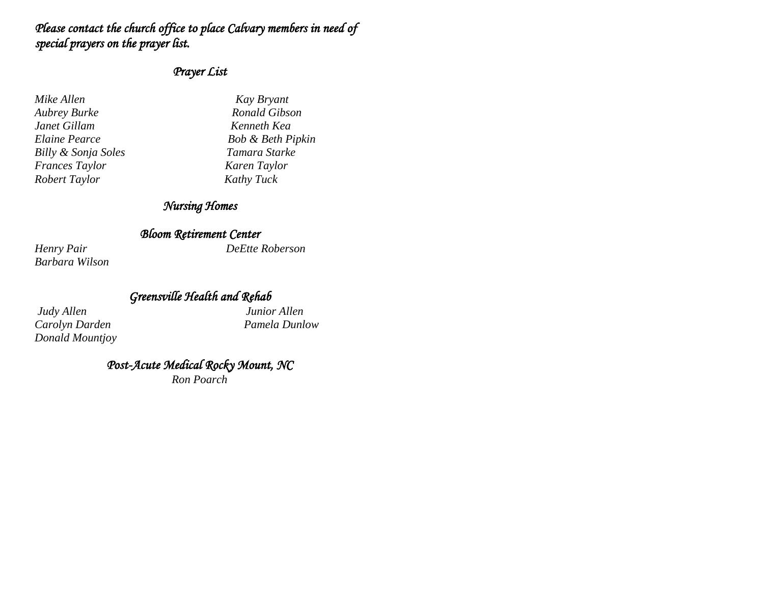*Please contact the church office to place Calvary members in need of special prayers on the prayer list.*

## *Prayer List*

*Mike Allen*
*Kay Bryant*
*Aubrey Burke*
*Ronald Gibson*
*Janet Gillam*
*Kenneth Kea*
*Elaine Pearce*
*Bob & Beth Pipkin*
*Billy & Sonja Soles*
*Tamara Starke*
*Frances Taylor*
*Karen Taylor*
*Robert Taylor*
*Kathy Tuck*

## *Nursing Homes*

### *Bloom Retirement Center*

*Henry Pair*
*DeEtte Roberson*
*Barbara Wilson*

### *Greensville Health and Rehab*

*Judy Allen*
*Junior Allen*
*Carolyn Darden*
*Pamela Dunlow*
*Donald Mountjoy*

### *Post-Acute Medical Rocky Mount, NC*

*Ron Poarch*